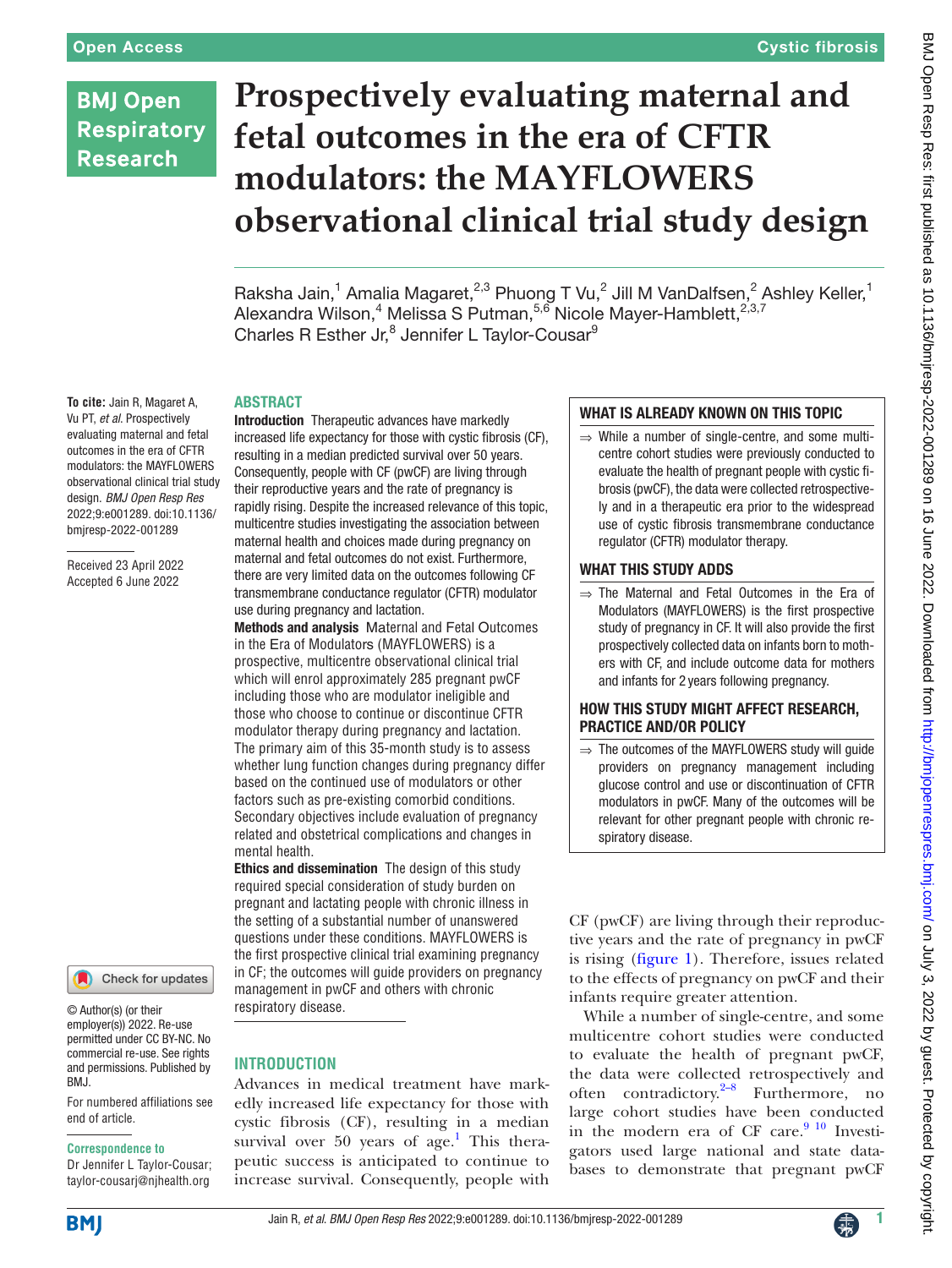# Prospectively evaluating maternal and fetal outcomes in the era of CFTR modulators: the MAYFLOWERS observational clinical trial study design

Raksha Jain,[1] Amalia Magaret,[2,3] Phuong T Vu,[2] Jill M VanDalfsen,[2] Ashley Keller,[1] Alexandra Wilson,[4] Melissa S Putman,[5,6] Nicole Mayer-Hamblett,[2,3,7] Charles R Esther Jr,[8] Jennifer L Taylor-Cousar[9]

**To cite:** Jain R, Magaret A, Vu PT, *et al*. Prospectively evaluating maternal and fetal outcomes in the era of CFTR modulators: the MAYFLOWERS observational clinical trial study design. *BMJ Open Resp Res* 2022;9:e001289. doi:10.1136/bmjresp-2022-001289

Received 23 April 2022
Accepted 6 June 2022

© Author(s) (or their employer(s)) 2022. Re-use permitted under CC BY-NC. No commercial re-use. See rights and permissions. Published by BMJ.

For numbered affiliations see end of article.

**Correspondence to**
Dr Jennifer L Taylor-Cousar; taylor-cousarj@njhealth.org

## ABSTRACT

**Introduction** Therapeutic advances have markedly increased life expectancy for those with cystic fibrosis (CF), resulting in a median predicted survival over 50 years. Consequently, people with CF (pwCF) are living through their reproductive years and the rate of pregnancy is rapidly rising. Despite the increased relevance of this topic, multicentre studies investigating the association between maternal health and choices made during pregnancy on maternal and fetal outcomes do not exist. Furthermore, there are very limited data on the outcomes following CF transmembrane conductance regulator (CFTR) modulator use during pregnancy and lactation.

**Methods and analysis** Maternal and Fetal Outcomes in the Era of Modulators (MAYFLOWERS) is a prospective, multicentre observational clinical trial which will enrol approximately 285 pregnant pwCF including those who are modulator ineligible and those who choose to continue or discontinue CFTR modulator therapy during pregnancy and lactation. The primary aim of this 35-month study is to assess whether lung function changes during pregnancy differ based on the continued use of modulators or other factors such as pre-existing comorbid conditions. Secondary objectives include evaluation of pregnancy related and obstetrical complications and changes in mental health.

**Ethics and dissemination** The design of this study required special consideration of study burden on pregnant and lactating people with chronic illness in the setting of a substantial number of unanswered questions under these conditions. MAYFLOWERS is the first prospective clinical trial examining pregnancy in CF; the outcomes will guide providers on pregnancy management in pwCF and others with chronic respiratory disease.

### WHAT IS ALREADY KNOWN ON THIS TOPIC

⇒ While a number of single-centre, and some multicentre cohort studies were previously conducted to evaluate the health of pregnant people with cystic fibrosis (pwCF), the data were collected retrospectively and in a therapeutic era prior to the widespread use of cystic fibrosis transmembrane conductance regulator (CFTR) modulator therapy.

### WHAT THIS STUDY ADDS

⇒ The Maternal and Fetal Outcomes in the Era of Modulators (MAYFLOWERS) is the first prospective study of pregnancy in CF. It will also provide the first prospectively collected data on infants born to mothers with CF, and include outcome data for mothers and infants for 2 years following pregnancy.

### HOW THIS STUDY MIGHT AFFECT RESEARCH, PRACTICE AND/OR POLICY

⇒ The outcomes of the MAYFLOWERS study will guide providers on pregnancy management including glucose control and use or discontinuation of CFTR modulators in pwCF. Many of the outcomes will be relevant for other pregnant people with chronic respiratory disease.

## INTRODUCTION

Advances in medical treatment have markedly increased life expectancy for those with cystic fibrosis (CF), resulting in a median survival over 50 years of age.[1] This therapeutic success is anticipated to continue to increase survival. Consequently, people with CF (pwCF) are living through their reproductive years and the rate of pregnancy in pwCF is rising (figure 1). Therefore, issues related to the effects of pregnancy on pwCF and their infants require greater attention.

While a number of single-centre, and some multicentre cohort studies were conducted to evaluate the health of pregnant pwCF, the data were collected retrospectively and often contradictory.[2–8] Furthermore, no large cohort studies have been conducted in the modern era of CF care.[9 10] Investigators used large national and state databases to demonstrate that pregnant pwCF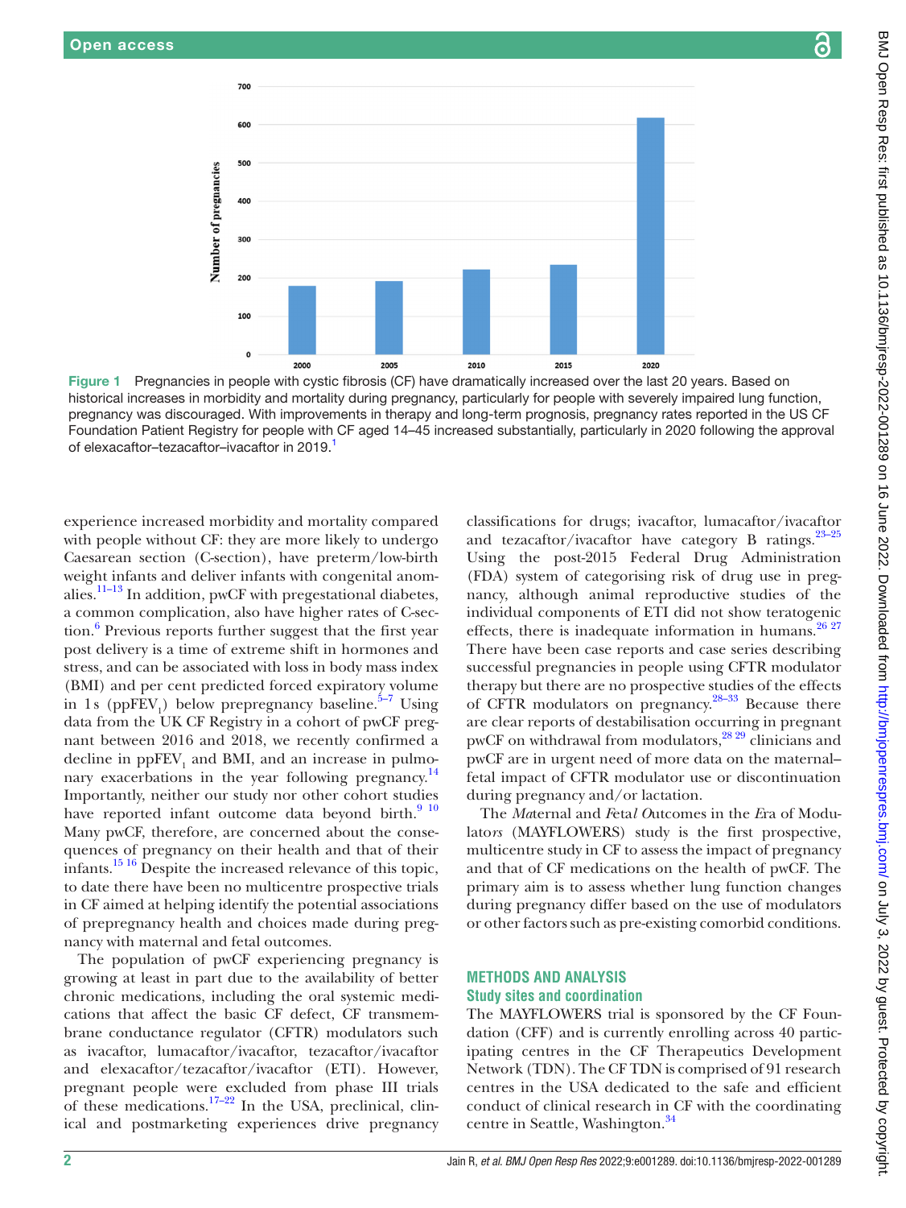Figure 1 Pregnancies in people with cystic fibrosis (CF) have dramatically increased over the last 20 years. Based on historical increases in morbidity and mortality during pregnancy, particularly for people with severely impaired lung function, pregnancy was discouraged. With improvements in therapy and long-term prognosis, pregnancy rates reported in the US CF Foundation Patient Registry for people with CF aged 14–45 increased substantially, particularly in 2020 following the approval of elexacaftor–tezacaftor–ivacaftor in 2019.[1]

experience increased morbidity and mortality compared with people without CF: they are more likely to undergo Caesarean section (C-section), have preterm/low-birth weight infants and deliver infants with congenital anomalies.[11–13] In addition, pwCF with pregestational diabetes, a common complication, also have higher rates of C-section.[6] Previous reports further suggest that the first year post delivery is a time of extreme shift in hormones and stress, and can be associated with loss in body mass index (BMI) and per cent predicted forced expiratory volume in 1 s ($ppFEV_1$) below prepregnancy baseline.[5–7] Using data from the UK CF Registry in a cohort of pwCF pregnant between 2016 and 2018, we recently confirmed a decline in $ppFEV_1$ and BMI, and an increase in pulmonary exacerbations in the year following pregnancy.[14] Importantly, neither our study nor other cohort studies have reported infant outcome data beyond birth.[9 10] Many pwCF, therefore, are concerned about the consequences of pregnancy on their health and that of their infants.[15 16] Despite the increased relevance of this topic, to date there have been no multicentre prospective trials in CF aimed at helping identify the potential associations of prepregnancy health and choices made during pregnancy with maternal and fetal outcomes.

The population of pwCF experiencing pregnancy is growing at least in part due to the availability of better chronic medications, including the oral systemic medications that affect the basic CF defect, CF transmembrane conductance regulator (CFTR) modulators such as ivacaftor, lumacaftor/ivacaftor, tezacaftor/ivacaftor and elexacaftor/tezacaftor/ivacaftor (ETI). However, pregnant people were excluded from phase III trials of these medications.[17–22] In the USA, preclinical, clinical and postmarketing experiences drive pregnancy classifications for drugs; ivacaftor, lumacaftor/ivacaftor and tezacaftor/ivacaftor have category B ratings.[23–25] Using the post-2015 Federal Drug Administration (FDA) system of categorising risk of drug use in pregnancy, although animal reproductive studies of the individual components of ETI did not show teratogenic effects, there is inadequate information in humans.[26 27] There have been case reports and case series describing successful pregnancies in people using CFTR modulator therapy but there are no prospective studies of the effects of CFTR modulators on pregnancy.[28–33] Because there are clear reports of destabilisation occurring in pregnant pwCF on withdrawal from modulators,[28 29] clinicians and pwCF are in urgent need of more data on the maternal–fetal impact of CFTR modulator use or discontinuation during pregnancy and/or lactation.

The *Ma*ternal and *F*eta*l* *O*utcomes in the *E*ra of Modulato*rs* (MAYFLOWERS) study is the first prospective, multicentre study in CF to assess the impact of pregnancy and that of CF medications on the health of pwCF. The primary aim is to assess whether lung function changes during pregnancy differ based on the use of modulators or other factors such as pre-existing comorbid conditions.

## METHODS AND ANALYSIS

### Study sites and coordination

The MAYFLOWERS trial is sponsored by the CF Foundation (CFF) and is currently enrolling across 40 participating centres in the CF Therapeutics Development Network (TDN). The CF TDN is comprised of 91 research centres in the USA dedicated to the safe and efficient conduct of clinical research in CF with the coordinating centre in Seattle, Washington.[34]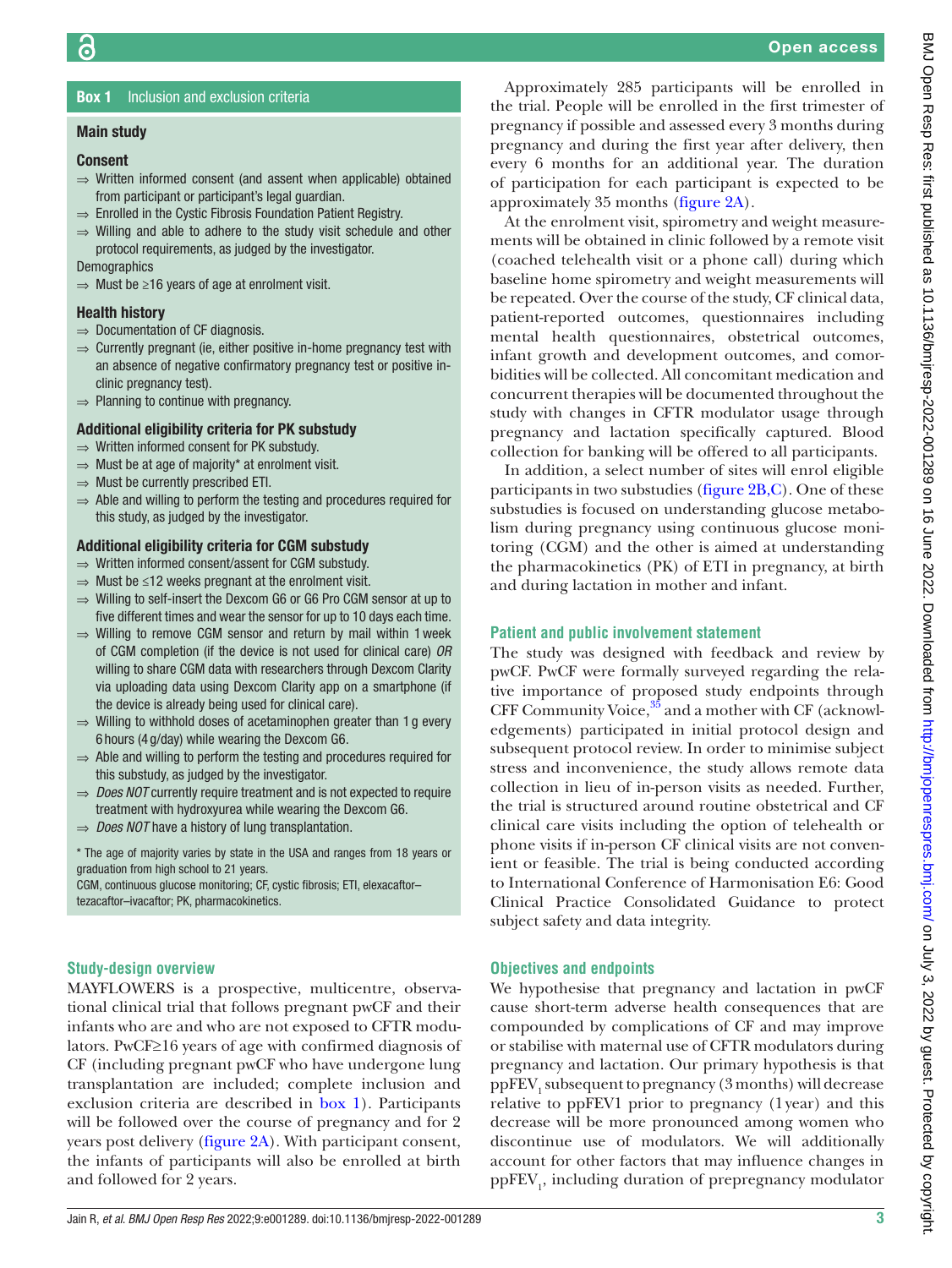**Box 1 Inclusion and exclusion criteria**

**Main study**

**Consent**

- ⇒ Written informed consent (and assent when applicable) obtained from participant or participant's legal guardian.
- ⇒ Enrolled in the Cystic Fibrosis Foundation Patient Registry.
- ⇒ Willing and able to adhere to the study visit schedule and other protocol requirements, as judged by the investigator.

Demographics

- ⇒ Must be ≥16 years of age at enrolment visit.

**Health history**

- ⇒ Documentation of CF diagnosis.
- ⇒ Currently pregnant (ie, either positive in-home pregnancy test with an absence of negative confirmatory pregnancy test or positive in-clinic pregnancy test).
- ⇒ Planning to continue with pregnancy.

**Additional eligibility criteria for PK substudy**

- ⇒ Written informed consent for PK substudy.
- ⇒ Must be at age of majority* at enrolment visit.
- ⇒ Must be currently prescribed ETI.
- ⇒ Able and willing to perform the testing and procedures required for this study, as judged by the investigator.

**Additional eligibility criteria for CGM substudy**

- ⇒ Written informed consent/assent for CGM substudy.
- ⇒ Must be ≤12 weeks pregnant at the enrolment visit.
- ⇒ Willing to self-insert the Dexcom G6 or G6 Pro CGM sensor at up to five different times and wear the sensor for up to 10 days each time.
- ⇒ Willing to remove CGM sensor and return by mail within 1 week of CGM completion (if the device is not used for clinical care) *OR* willing to share CGM data with researchers through Dexcom Clarity via uploading data using Dexcom Clarity app on a smartphone (if the device is already being used for clinical care).
- ⇒ Willing to withhold doses of acetaminophen greater than 1 g every 6 hours (4 g/day) while wearing the Dexcom G6.
- ⇒ Able and willing to perform the testing and procedures required for this substudy, as judged by the investigator.
- ⇒ *Does NOT* currently require treatment and is not expected to require treatment with hydroxyurea while wearing the Dexcom G6.
- ⇒ *Does NOT* have a history of lung transplantation.

\* The age of majority varies by state in the USA and ranges from 18 years or graduation from high school to 21 years.

CGM, continuous glucose monitoring; CF, cystic fibrosis; ETI, elexacaftor–tezacaftor–ivacaftor; PK, pharmacokinetics.

## Study-design overview

MAYFLOWERS is a prospective, multicentre, observational clinical trial that follows pregnant pwCF and their infants who are and who are not exposed to CFTR modulators. PwCF≥16 years of age with confirmed diagnosis of CF (including pregnant pwCF who have undergone lung transplantation are included; complete inclusion and exclusion criteria are described in box 1). Participants will be followed over the course of pregnancy and for 2 years post delivery (figure 2A). With participant consent, the infants of participants will also be enrolled at birth and followed for 2 years.

Approximately 285 participants will be enrolled in the trial. People will be enrolled in the first trimester of pregnancy if possible and assessed every 3 months during pregnancy and during the first year after delivery, then every 6 months for an additional year. The duration of participation for each participant is expected to be approximately 35 months (figure 2A).

At the enrolment visit, spirometry and weight measurements will be obtained in clinic followed by a remote visit (coached telehealth visit or a phone call) during which baseline home spirometry and weight measurements will be repeated. Over the course of the study, CF clinical data, patient-reported outcomes, questionnaires including mental health questionnaires, obstetrical outcomes, infant growth and development outcomes, and comorbidities will be collected. All concomitant medication and concurrent therapies will be documented throughout the study with changes in CFTR modulator usage through pregnancy and lactation specifically captured. Blood collection for banking will be offered to all participants.

In addition, a select number of sites will enrol eligible participants in two substudies (figure 2B,C). One of these substudies is focused on understanding glucose metabolism during pregnancy using continuous glucose monitoring (CGM) and the other is aimed at understanding the pharmacokinetics (PK) of ETI in pregnancy, at birth and during lactation in mother and infant.

## Patient and public involvement statement

The study was designed with feedback and review by pwCF. PwCF were formally surveyed regarding the relative importance of proposed study endpoints through CFF Community Voice,[35] and a mother with CF (acknowledgements) participated in initial protocol design and subsequent protocol review. In order to minimise subject stress and inconvenience, the study allows remote data collection in lieu of in-person visits as needed. Further, the trial is structured around routine obstetrical and CF clinical care visits including the option of telehealth or phone visits if in-person CF clinical visits are not convenient or feasible. The trial is being conducted according to International Conference of Harmonisation E6: Good Clinical Practice Consolidated Guidance to protect subject safety and data integrity.

## Objectives and endpoints

We hypothesise that pregnancy and lactation in pwCF cause short-term adverse health consequences that are compounded by complications of CF and may improve or stabilise with maternal use of CFTR modulators during pregnancy and lactation. Our primary hypothesis is that $ppFEV_1$ subsequent to pregnancy (3 months) will decrease relative to ppFEV1 prior to pregnancy (1 year) and this decrease will be more pronounced among women who discontinue use of modulators. We will additionally account for other factors that may influence changes in $ppFEV_1$, including duration of prepregnancy modulator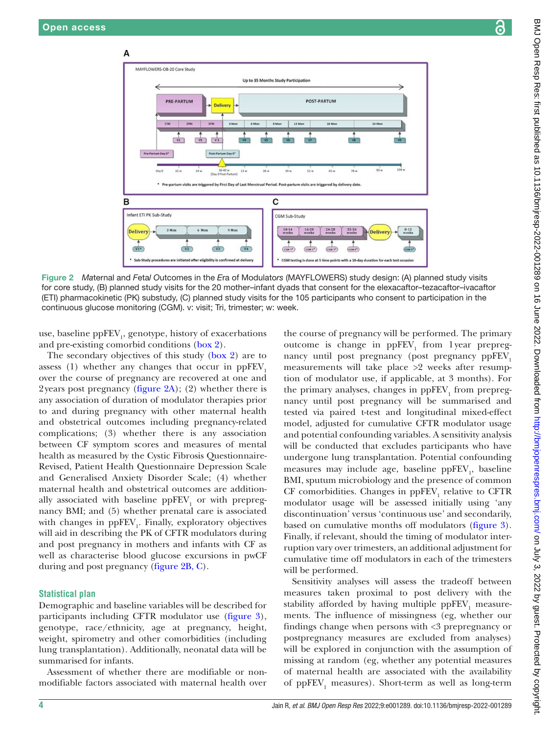Figure 2 *Ma*ternal and *F*eta*l* *O*utcomes in the *E*ra of Modulato*rs* (MAYFLOWERS) study design: (A) planned study visits for core study, (B) planned study visits for the 20 mother–infant dyads that consent for the elexacaftor–tezacaftor–ivacaftor (ETI) pharmacokinetic (PK) substudy, (C) planned study visits for the 105 participants who consent to participation in the continuous glucose monitoring (CGM). v: visit; Tri, trimester; w: week.

use, baseline $ppFEV_1$, genotype, history of exacerbations and pre-existing comorbid conditions (box 2).

The secondary objectives of this study (box 2) are to assess (1) whether any changes that occur in $ppFEV_1$ over the course of pregnancy are recovered at one and 2 years post pregnancy (figure 2A); (2) whether there is any association of duration of modulator therapies prior to and during pregnancy with other maternal health and obstetrical outcomes including pregnancy-related complications; (3) whether there is any association between CF symptom scores and measures of mental health as measured by the Cystic Fibrosis Questionnaire-Revised, Patient Health Questionnaire Depression Scale and Generalised Anxiety Disorder Scale; (4) whether maternal health and obstetrical outcomes are additionally associated with baseline $ppFEV_1$ or with prepregnancy BMI; and (5) whether prenatal care is associated with changes in $ppFEV_1$. Finally, exploratory objectives will aid in describing the PK of CFTR modulators during and post pregnancy in mothers and infants with CF as well as characterise blood glucose excursions in pwCF during and post pregnancy (figure 2B, C).

## Statistical plan

Demographic and baseline variables will be described for participants including CFTR modulator use (figure 3), genotype, race/ethnicity, age at pregnancy, height, weight, spirometry and other comorbidities (including lung transplantation). Additionally, neonatal data will be summarised for infants.

Assessment of whether there are modifiable or non-modifiable factors associated with maternal health over the course of pregnancy will be performed. The primary outcome is change in $ppFEV_1$ from 1 year prepregnancy until post pregnancy (post pregnancy $ppFEV_1$ measurements will take place >2 weeks after resumption of modulator use, if applicable, at 3 months). For the primary analyses, changes in $ppFEV_1$ from prepregnancy until post pregnancy will be summarised and tested via paired t-test and longitudinal mixed-effect model, adjusted for cumulative CFTR modulator usage and potential confounding variables. A sensitivity analysis will be conducted that excludes participants who have undergone lung transplantation. Potential confounding measures may include age, baseline $ppFEV_1$, baseline BMI, sputum microbiology and the presence of common CF comorbidities. Changes in $ppFEV_1$ relative to CFTR modulator usage will be assessed initially using 'any discontinuation' versus 'continuous use' and secondarily, based on cumulative months off modulators (figure 3). Finally, if relevant, should the timing of modulator interruption vary over trimesters, an additional adjustment for cumulative time off modulators in each of the trimesters will be performed.

Sensitivity analyses will assess the tradeoff between measures taken proximal to post delivery with the stability afforded by having multiple $ppFEV_1$ measurements. The influence of missingness (eg, whether our findings change when persons with <3 prepregnancy or postpregnancy measures are excluded from analyses) will be explored in conjunction with the assumption of missing at random (eg, whether any potential measures of maternal health are associated with the availability of $ppFEV_1$ measures). Short-term as well as long-term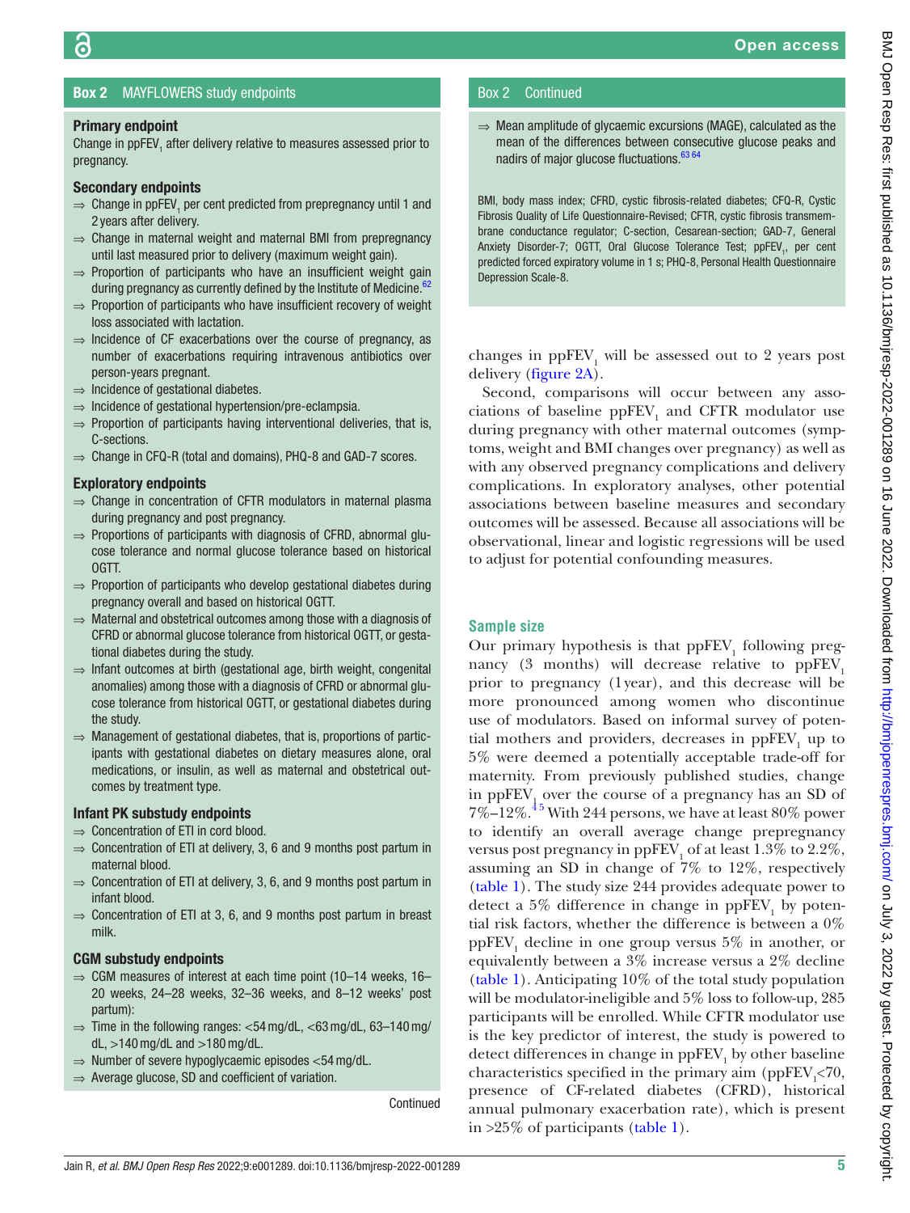**Box 2 MAYFLOWERS study endpoints**

**Primary endpoint**

Change in $ppFEV_1$ after delivery relative to measures assessed prior to pregnancy.

**Secondary endpoints**

- ⇒ Change in $ppFEV_1$ per cent predicted from prepregnancy until 1 and 2 years after delivery.
- ⇒ Change in maternal weight and maternal BMI from prepregnancy until last measured prior to delivery (maximum weight gain).
- ⇒ Proportion of participants who have an insufficient weight gain during pregnancy as currently defined by the Institute of Medicine.[62]
- ⇒ Proportion of participants who have insufficient recovery of weight loss associated with lactation.
- ⇒ Incidence of CF exacerbations over the course of pregnancy, as number of exacerbations requiring intravenous antibiotics over person-years pregnant.
- ⇒ Incidence of gestational diabetes.
- ⇒ Incidence of gestational hypertension/pre-eclampsia.
- ⇒ Proportion of participants having interventional deliveries, that is, C-sections.
- ⇒ Change in CFQ-R (total and domains), PHQ-8 and GAD-7 scores.

**Exploratory endpoints**

- ⇒ Change in concentration of CFTR modulators in maternal plasma during pregnancy and post pregnancy.
- ⇒ Proportions of participants with diagnosis of CFRD, abnormal glucose tolerance and normal glucose tolerance based on historical OGTT.
- ⇒ Proportion of participants who develop gestational diabetes during pregnancy overall and based on historical OGTT.
- ⇒ Maternal and obstetrical outcomes among those with a diagnosis of CFRD or abnormal glucose tolerance from historical OGTT, or gestational diabetes during the study.
- ⇒ Infant outcomes at birth (gestational age, birth weight, congenital anomalies) among those with a diagnosis of CFRD or abnormal glucose tolerance from historical OGTT, or gestational diabetes during the study.
- ⇒ Management of gestational diabetes, that is, proportions of participants with gestational diabetes on dietary measures alone, oral medications, or insulin, as well as maternal and obstetrical outcomes by treatment type.

**Infant PK substudy endpoints**

- ⇒ Concentration of ETI in cord blood.
- ⇒ Concentration of ETI at delivery, 3, 6 and 9 months post partum in maternal blood.
- ⇒ Concentration of ETI at delivery, 3, 6, and 9 months post partum in infant blood.
- ⇒ Concentration of ETI at 3, 6, and 9 months post partum in breast milk.

**CGM substudy endpoints**

- ⇒ CGM measures of interest at each time point (10–14 weeks, 16–20 weeks, 24–28 weeks, 32–36 weeks, and 8–12 weeks' post partum):
- ⇒ Time in the following ranges: <54 mg/dL, <63 mg/dL, 63–140 mg/dL, >140 mg/dL and >180 mg/dL.
- ⇒ Number of severe hypoglycaemic episodes <54 mg/dL.
- ⇒ Average glucose, SD and coefficient of variation.
- ⇒ Mean amplitude of glycaemic excursions (MAGE), calculated as the mean of the differences between consecutive glucose peaks and nadirs of major glucose fluctuations.[63,64]

BMI, body mass index; CFRD, cystic fibrosis-related diabetes; CFQ-R, Cystic Fibrosis Quality of Life Questionnaire-Revised; CFTR, cystic fibrosis transmembrane conductance regulator; C-section, Cesarean-section; GAD-7, General Anxiety Disorder-7; OGTT, Oral Glucose Tolerance Test; $ppFEV_1$, per cent predicted forced expiratory volume in 1 s; PHQ-8, Personal Health Questionnaire Depression Scale-8.

changes in $ppFEV_1$ will be assessed out to 2 years post delivery (figure 2A).

Second, comparisons will occur between any associations of baseline $ppFEV_1$ and CFTR modulator use during pregnancy with other maternal outcomes (symptoms, weight and BMI changes over pregnancy) as well as with any observed pregnancy complications and delivery complications. In exploratory analyses, other potential associations between baseline measures and secondary outcomes will be assessed. Because all associations will be observational, linear and logistic regressions will be used to adjust for potential confounding measures.

## Sample size

Our primary hypothesis is that $ppFEV_1$ following pregnancy (3 months) will decrease relative to $ppFEV_1$ prior to pregnancy (1 year), and this decrease will be more pronounced among women who discontinue use of modulators. Based on informal survey of potential mothers and providers, decreases in $ppFEV_1$ up to 5% were deemed a potentially acceptable trade-off for maternity. From previously published studies, change in $ppFEV_1$ over the course of a pregnancy has an SD of 7%–12%.[4,5] With 244 persons, we have at least 80% power to identify an overall average change prepregnancy versus post pregnancy in $ppFEV_1$ of at least 1.3% to 2.2%, assuming an SD in change of 7% to 12%, respectively (table 1). The study size 244 provides adequate power to detect a 5% difference in change in $ppFEV_1$ by potential risk factors, whether the difference is between a 0% $ppFEV_1$ decline in one group versus 5% in another, or equivalently between a 3% increase versus a 2% decline (table 1). Anticipating 10% of the total study population will be modulator-ineligible and 5% loss to follow-up, 285 participants will be enrolled. While CFTR modulator use is the key predictor of interest, the study is powered to detect differences in change in $ppFEV_1$ by other baseline characteristics specified in the primary aim ($ppFEV_1$<70, presence of CF-related diabetes (CFRD), historical annual pulmonary exacerbation rate), which is present in >25% of participants (table 1).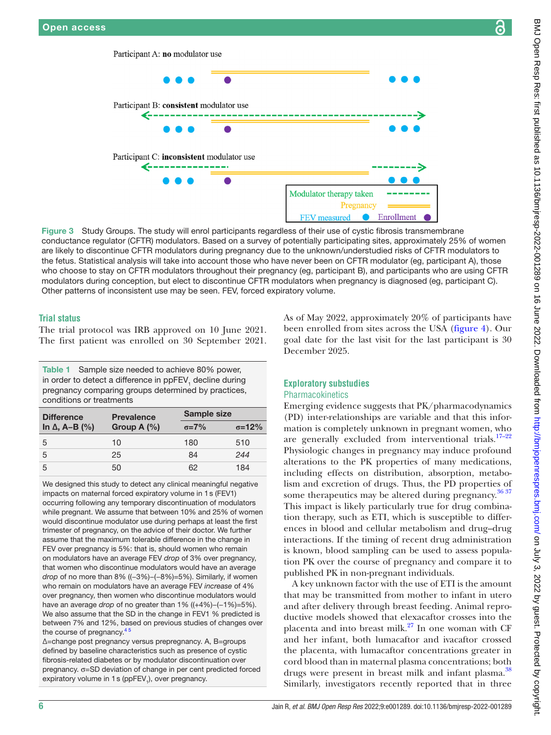Participant A: **no** modulator use

Participant B: **consistent** modulator use

Participant C: **inconsistent** modulator use

Modulator therapy taken
Pregnancy
FEV measured
Enrollment

**Figure 3** Study Groups. The study will enrol participants regardless of their use of cystic fibrosis transmembrane conductance regulator (CFTR) modulators. Based on a survey of potentially participating sites, approximately 25% of women are likely to discontinue CFTR modulators during pregnancy due to the unknown/understudied risks of CFTR modulators to the fetus. Statistical analysis will take into account those who have never been on CFTR modulator (eg, participant A), those who choose to stay on CFTR modulators throughout their pregnancy (eg, participant B), and participants who are using CFTR modulators during conception, but elect to discontinue CFTR modulators when pregnancy is diagnosed (eg, participant C). Other patterns of inconsistent use may be seen. FEV, forced expiratory volume.

## Trial status

The trial protocol was IRB approved on 10 June 2021. The first patient was enrolled on 30 September 2021.

**Table 1** Sample size needed to achieve 80% power, in order to detect a difference in $ppFEV_1$ decline during pregnancy comparing groups determined by practices, conditions or treatments

| Difference In Δ, A–B (%) | Prevalence Group A (%) | Sample size | |
|---|---|---|---|
| | | σ=7% | σ=12% |
| 5 | 10 | 180 | 510 |
| 5 | 25 | 84 | *244* |
| 5 | 50 | 62 | 184 |

We designed this study to detect any clinical meaningful negative impacts on maternal forced expiratory volume in 1 s (FEV1) occurring following any temporary discontinuation of modulators while pregnant. We assume that between 10% and 25% of women would discontinue modulator use during perhaps at least the first trimester of pregnancy, on the advice of their doctor. We further assume that the maximum tolerable difference in the change in FEV over pregnancy is 5%: that is, should women who remain on modulators have an average FEV *drop* of 3% over pregnancy, that women who discontinue modulators would have an average *drop* of no more than 8% ((–3%)–(–8%)=5%). Similarly, if women who remain on modulators have an average FEV *increase* of 4% over pregnancy, then women who discontinue modulators would have an average *drop* of no greater than 1% ((+4%)–(–1%)=5%). We also assume that the SD in the change in FEV1 % predicted is between 7% and 12%, based on previous studies of changes over the course of pregnancy.[4 5]

Δ=change post pregnancy versus prepregnancy. A, B=groups defined by baseline characteristics such as presence of cystic fibrosis-related diabetes or by modulator discontinuation over pregnancy. σ=SD deviation of change in per cent predicted forced expiratory volume in 1 s ($ppFEV_1$), over pregnancy.

As of May 2022, approximately 20% of participants have been enrolled from sites across the USA (figure 4). Our goal date for the last visit for the last participant is 30 December 2025.

## Exploratory substudies

### Pharmacokinetics

Emerging evidence suggests that PK/pharmacodynamics (PD) inter-relationships are variable and that this information is completely unknown in pregnant women, who are generally excluded from interventional trials.[17–22] Physiologic changes in pregnancy may induce profound alterations to the PK properties of many medications, including effects on distribution, absorption, metabolism and excretion of drugs. Thus, the PD properties of some therapeutics may be altered during pregnancy.[36 37] This impact is likely particularly true for drug combination therapy, such as ETI, which is susceptible to differences in blood and cellular metabolism and drug–drug interactions. If the timing of recent drug administration is known, blood sampling can be used to assess population PK over the course of pregnancy and compare it to published PK in non-pregnant individuals.

A key unknown factor with the use of ETI is the amount that may be transmitted from mother to infant in utero and after delivery through breast feeding. Animal reproductive models showed that elexacaftor crosses into the placenta and into breast milk.[27] In one woman with CF and her infant, both lumacaftor and ivacaftor crossed the placenta, with lumacaftor concentrations greater in cord blood than in maternal plasma concentrations; both drugs were present in breast milk and infant plasma.[38] Similarly, investigators recently reported that in three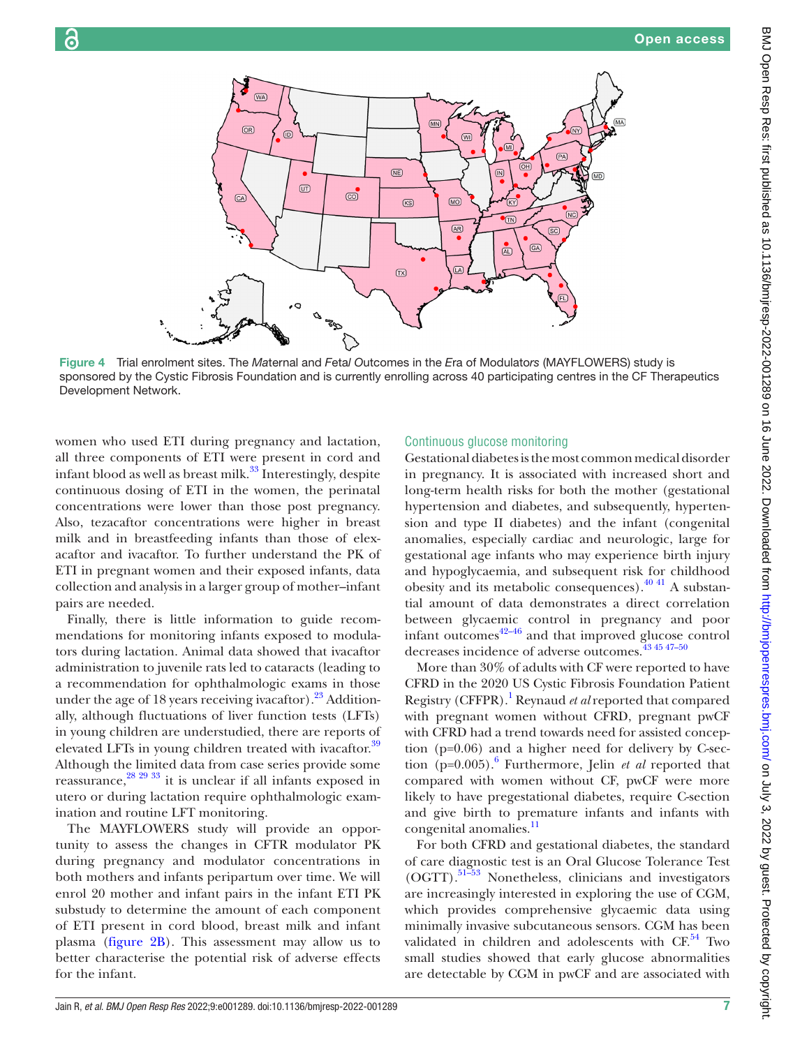Figure 4 Trial enrolment sites. The *Ma*ternal and *F*eta*l* *O*utcomes in the *E*ra of Modulato*rs* (MAYFLOWERS) study is sponsored by the Cystic Fibrosis Foundation and is currently enrolling across 40 participating centres in the CF Therapeutics Development Network.

women who used ETI during pregnancy and lactation, all three components of ETI were present in cord and infant blood as well as breast milk.[33] Interestingly, despite continuous dosing of ETI in the women, the perinatal concentrations were lower than those post pregnancy. Also, tezacaftor concentrations were higher in breast milk and in breastfeeding infants than those of elexacaftor and ivacaftor. To further understand the PK of ETI in pregnant women and their exposed infants, data collection and analysis in a larger group of mother–infant pairs are needed.

Finally, there is little information to guide recommendations for monitoring infants exposed to modulators during lactation. Animal data showed that ivacaftor administration to juvenile rats led to cataracts (leading to a recommendation for ophthalmologic exams in those under the age of 18 years receiving ivacaftor).[23] Additionally, although fluctuations of liver function tests (LFTs) in young children are understudied, there are reports of elevated LFTs in young children treated with ivacaftor.[39] Although the limited data from case series provide some reassurance,[28 29 33] it is unclear if all infants exposed in utero or during lactation require ophthalmologic examination and routine LFT monitoring.

The MAYFLOWERS study will provide an opportunity to assess the changes in CFTR modulator PK during pregnancy and modulator concentrations in both mothers and infants peripartum over time. We will enrol 20 mother and infant pairs in the infant ETI PK substudy to determine the amount of each component of ETI present in cord blood, breast milk and infant plasma (figure 2B). This assessment may allow us to better characterise the potential risk of adverse effects for the infant.

## Continuous glucose monitoring

Gestational diabetes is the most common medical disorder in pregnancy. It is associated with increased short and long-term health risks for both the mother (gestational hypertension and diabetes, and subsequently, hypertension and type II diabetes) and the infant (congenital anomalies, especially cardiac and neurologic, large for gestational age infants who may experience birth injury and hypoglycaemia, and subsequent risk for childhood obesity and its metabolic consequences).[40 41] A substantial amount of data demonstrates a direct correlation between glycaemic control in pregnancy and poor infant outcomes[42–46] and that improved glucose control decreases incidence of adverse outcomes.[43 45 47–50]

More than 30% of adults with CF were reported to have CFRD in the 2020 US Cystic Fibrosis Foundation Patient Registry (CFFPR).[1] Reynaud *et al* reported that compared with pregnant women without CFRD, pregnant pwCF with CFRD had a trend towards need for assisted conception (p=0.06) and a higher need for delivery by C-section (p=0.005).[6] Furthermore, Jelin *et al* reported that compared with women without CF, pwCF were more likely to have pregestational diabetes, require C-section and give birth to premature infants and infants with congenital anomalies.[11]

For both CFRD and gestational diabetes, the standard of care diagnostic test is an Oral Glucose Tolerance Test (OGTT).[51–53] Nonetheless, clinicians and investigators are increasingly interested in exploring the use of CGM, which provides comprehensive glycaemic data using minimally invasive subcutaneous sensors. CGM has been validated in children and adolescents with CF.[54] Two small studies showed that early glucose abnormalities are detectable by CGM in pwCF and are associated with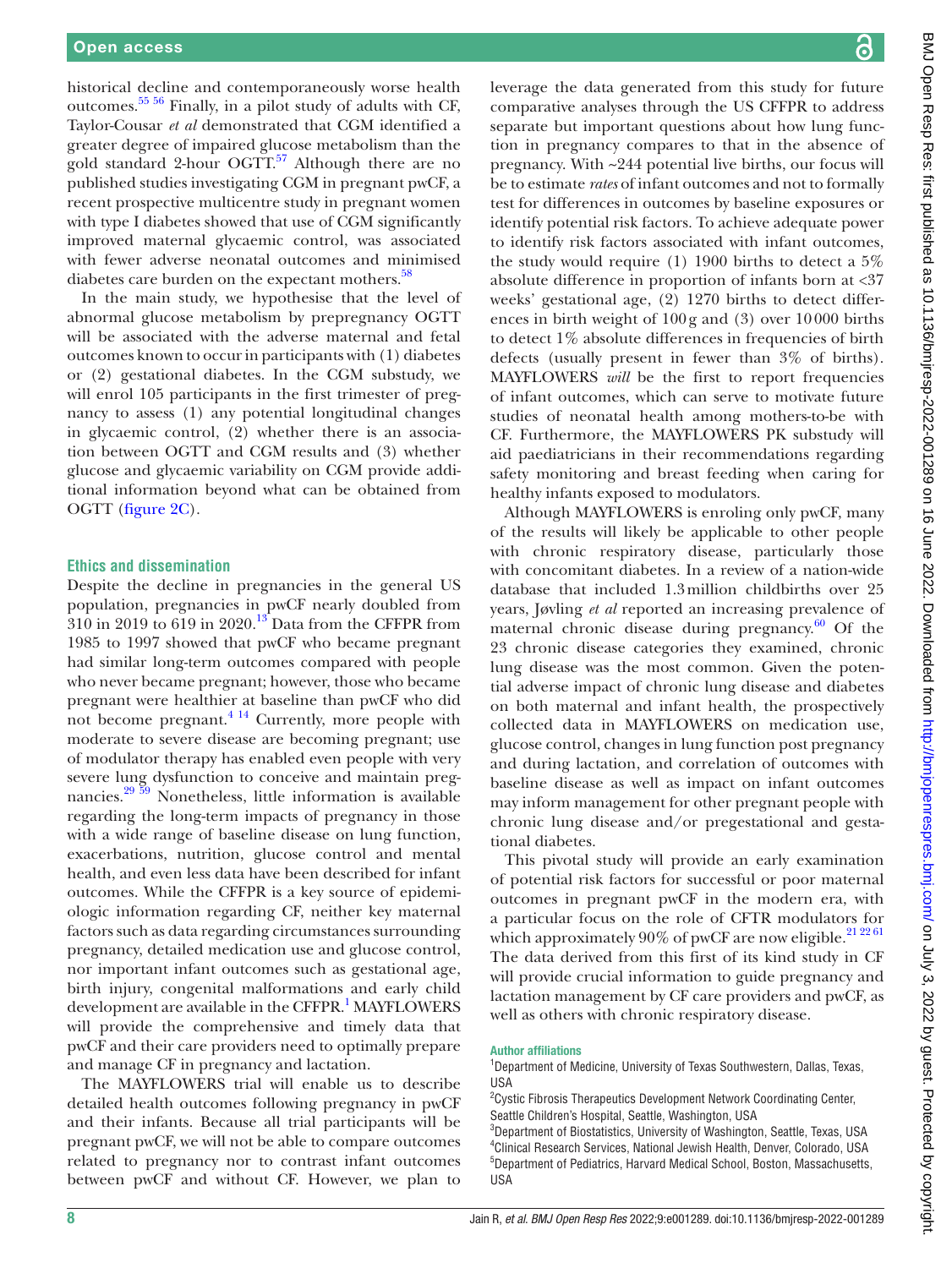historical decline and contemporaneously worse health outcomes.[55 56] Finally, in a pilot study of adults with CF, Taylor-Cousar *et al* demonstrated that CGM identified a greater degree of impaired glucose metabolism than the gold standard 2-hour OGTT.[57] Although there are no published studies investigating CGM in pregnant pwCF, a recent prospective multicentre study in pregnant women with type I diabetes showed that use of CGM significantly improved maternal glycaemic control, was associated with fewer adverse neonatal outcomes and minimised diabetes care burden on the expectant mothers.[58]

In the main study, we hypothesise that the level of abnormal glucose metabolism by prepregnancy OGTT will be associated with the adverse maternal and fetal outcomes known to occur in participants with (1) diabetes or (2) gestational diabetes. In the CGM substudy, we will enrol 105 participants in the first trimester of pregnancy to assess (1) any potential longitudinal changes in glycaemic control, (2) whether there is an association between OGTT and CGM results and (3) whether glucose and glycaemic variability on CGM provide additional information beyond what can be obtained from OGTT (figure 2C).

## Ethics and dissemination

Despite the decline in pregnancies in the general US population, pregnancies in pwCF nearly doubled from 310 in 2019 to 619 in 2020.[13] Data from the CFFPR from 1985 to 1997 showed that pwCF who became pregnant had similar long-term outcomes compared with people who never became pregnant; however, those who became pregnant were healthier at baseline than pwCF who did not become pregnant.[4 14] Currently, more people with moderate to severe disease are becoming pregnant; use of modulator therapy has enabled even people with very severe lung dysfunction to conceive and maintain pregnancies.[29 59] Nonetheless, little information is available regarding the long-term impacts of pregnancy in those with a wide range of baseline disease on lung function, exacerbations, nutrition, glucose control and mental health, and even less data have been described for infant outcomes. While the CFFPR is a key source of epidemiologic information regarding CF, neither key maternal factors such as data regarding circumstances surrounding pregnancy, detailed medication use and glucose control, nor important infant outcomes such as gestational age, birth injury, congenital malformations and early child development are available in the CFFPR.[1] MAYFLOWERS will provide the comprehensive and timely data that pwCF and their care providers need to optimally prepare and manage CF in pregnancy and lactation.

The MAYFLOWERS trial will enable us to describe detailed health outcomes following pregnancy in pwCF and their infants. Because all trial participants will be pregnant pwCF, we will not be able to compare outcomes related to pregnancy nor to contrast infant outcomes between pwCF and without CF. However, we plan to leverage the data generated from this study for future comparative analyses through the US CFFPR to address separate but important questions about how lung function in pregnancy compares to that in the absence of pregnancy. With ~244 potential live births, our focus will be to estimate *rates* of infant outcomes and not to formally test for differences in outcomes by baseline exposures or identify potential risk factors. To achieve adequate power to identify risk factors associated with infant outcomes, the study would require (1) 1900 births to detect a 5% absolute difference in proportion of infants born at <37 weeks' gestational age, (2) 1270 births to detect differences in birth weight of 100 g and (3) over 10 000 births to detect 1% absolute differences in frequencies of birth defects (usually present in fewer than 3% of births). MAYFLOWERS *will* be the first to report frequencies of infant outcomes, which can serve to motivate future studies of neonatal health among mothers-to-be with CF. Furthermore, the MAYFLOWERS PK substudy will aid paediatricians in their recommendations regarding safety monitoring and breast feeding when caring for healthy infants exposed to modulators.

Although MAYFLOWERS is enroling only pwCF, many of the results will likely be applicable to other people with chronic respiratory disease, particularly those with concomitant diabetes. In a review of a nation-wide database that included 1.3 million childbirths over 25 years, Jølving *et al* reported an increasing prevalence of maternal chronic disease during pregnancy.[60] Of the 23 chronic disease categories they examined, chronic lung disease was the most common. Given the potential adverse impact of chronic lung disease and diabetes on both maternal and infant health, the prospectively collected data in MAYFLOWERS on medication use, glucose control, changes in lung function post pregnancy and during lactation, and correlation of outcomes with baseline disease as well as impact on infant outcomes may inform management for other pregnant people with chronic lung disease and/or pregestational and gestational diabetes.

This pivotal study will provide an early examination of potential risk factors for successful or poor maternal outcomes in pregnant pwCF in the modern era, with a particular focus on the role of CFTR modulators for which approximately 90% of pwCF are now eligible.[21 22 61] The data derived from this first of its kind study in CF will provide crucial information to guide pregnancy and lactation management by CF care providers and pwCF, as well as others with chronic respiratory disease.

#### Author affiliations

[1]Department of Medicine, University of Texas Southwestern, Dallas, Texas, USA
[2]Cystic Fibrosis Therapeutics Development Network Coordinating Center, Seattle Children's Hospital, Seattle, Washington, USA
[3]Department of Biostatistics, University of Washington, Seattle, Texas, USA
[4]Clinical Research Services, National Jewish Health, Denver, Colorado, USA
[5]Department of Pediatrics, Harvard Medical School, Boston, Massachusetts, USA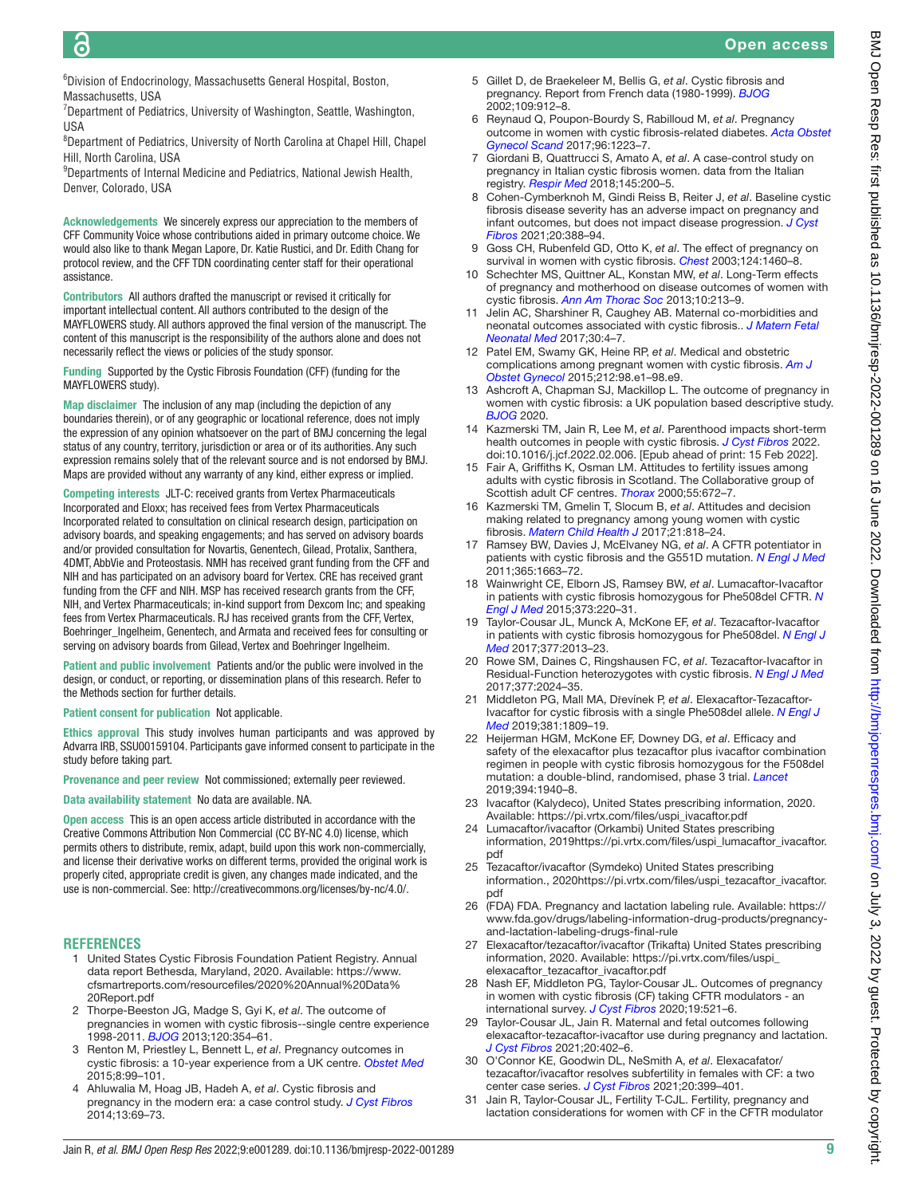[6]Division of Endocrinology, Massachusetts General Hospital, Boston, Massachusetts, USA
[7]Department of Pediatrics, University of Washington, Seattle, Washington, USA
[8]Department of Pediatrics, University of North Carolina at Chapel Hill, Chapel Hill, North Carolina, USA
[9]Departments of Internal Medicine and Pediatrics, National Jewish Health, Denver, Colorado, USA

**Acknowledgements** We sincerely express our appreciation to the members of CFF Community Voice whose contributions aided in primary outcome choice. We would also like to thank Megan Lapore, Dr. Katie Rustici, and Dr. Edith Chang for protocol review, and the CFF TDN coordinating center staff for their operational assistance.

**Contributors** All authors drafted the manuscript or revised it critically for important intellectual content. All authors contributed to the design of the MAYFLOWERS study. All authors approved the final version of the manuscript. The content of this manuscript is the responsibility of the authors alone and does not necessarily reflect the views or policies of the study sponsor.

**Funding** Supported by the Cystic Fibrosis Foundation (CFF) (funding for the MAYFLOWERS study).

**Map disclaimer** The inclusion of any map (including the depiction of any boundaries therein), or of any geographic or locational reference, does not imply the expression of any opinion whatsoever on the part of BMJ concerning the legal status of any country, territory, jurisdiction or area or of its authorities. Any such expression remains solely that of the relevant source and is not endorsed by BMJ. Maps are provided without any warranty of any kind, either express or implied.

**Competing interests** JLT-C: received grants from Vertex Pharmaceuticals Incorporated and Eloxx; has received fees from Vertex Pharmaceuticals Incorporated related to consultation on clinical research design, participation on advisory boards, and speaking engagements; and has served on advisory boards and/or provided consultation for Novartis, Genentech, Gilead, Protalix, Santhera, 4DMT, AbbVie and Proteostasis. NMH has received grant funding from the CFF and NIH and has participated on an advisory board for Vertex. CRE has received grant funding from the CFF and NIH. MSP has received research grants from the CFF, NIH, and Vertex Pharmaceuticals; in-kind support from Dexcom Inc; and speaking fees from Vertex Pharmaceuticals. RJ has received grants from the CFF, Vertex, Boehringer_Ingelheim, Genentech, and Armata and received fees for consulting or serving on advisory boards from Gilead, Vertex and Boehringer Ingelheim.

**Patient and public involvement** Patients and/or the public were involved in the design, or conduct, or reporting, or dissemination plans of this research. Refer to the Methods section for further details.

**Patient consent for publication** Not applicable.

**Ethics approval** This study involves human participants and was approved by Advarra IRB, SSU00159104. Participants gave informed consent to participate in the study before taking part.

**Provenance and peer review** Not commissioned; externally peer reviewed.

**Data availability statement** No data are available. NA.

**Open access** This is an open access article distributed in accordance with the Creative Commons Attribution Non Commercial (CC BY-NC 4.0) license, which permits others to distribute, remix, adapt, build upon this work non-commercially, and license their derivative works on different terms, provided the original work is properly cited, appropriate credit is given, any changes made indicated, and the use is non-commercial. See: http://creativecommons.org/licenses/by-nc/4.0/.

## REFERENCES

1. United States Cystic Fibrosis Foundation Patient Registry. Annual data report Bethesda, Maryland, 2020. Available: https://www.cfsmartreports.com/resourcefiles/2020%20Annual%20Data%20Report.pdf
2. Thorpe-Beeston JG, Madge S, Gyi K, *et al*. The outcome of pregnancies in women with cystic fibrosis--single centre experience 1998-2011. *BJOG* 2013;120:354–61.
3. Renton M, Priestley L, Bennett L, *et al*. Pregnancy outcomes in cystic fibrosis: a 10-year experience from a UK centre. *Obstet Med* 2015;8:99–101.
4. Ahluwalia M, Hoag JB, Hadeh A, *et al*. Cystic fibrosis and pregnancy in the modern era: a case control study. *J Cyst Fibros* 2014;13:69–73.
5. Gillet D, de Braekeleer M, Bellis G, *et al*. Cystic fibrosis and pregnancy. Report from French data (1980-1999). *BJOG* 2002;109:912–8.
6. Reynaud Q, Poupon-Bourdy S, Rabilloud M, *et al*. Pregnancy outcome in women with cystic fibrosis-related diabetes. *Acta Obstet Gynecol Scand* 2017;96:1223–7.
7. Giordani B, Quattrucci S, Amato A, *et al*. A case-control study on pregnancy in Italian cystic fibrosis women. data from the Italian registry. *Respir Med* 2018;145:200–5.
8. Cohen-Cymberknoh M, Gindi Reiss B, Reiter J, *et al*. Baseline cystic fibrosis disease severity has an adverse impact on pregnancy and infant outcomes, but does not impact disease progression. *J Cyst Fibros* 2021;20:388–94.
9. Goss CH, Rubenfeld GD, Otto K, *et al*. The effect of pregnancy on survival in women with cystic fibrosis. *Chest* 2003;124:1460–8.
10. Schechter MS, Quittner AL, Konstan MW, *et al*. Long-Term effects of pregnancy and motherhood on disease outcomes of women with cystic fibrosis. *Ann Am Thorac Soc* 2013;10:213–9.
11. Jelin AC, Sharshiner R, Caughey AB. Maternal co-morbidities and neonatal outcomes associated with cystic fibrosis.. *J Matern Fetal Neonatal Med* 2017;30:4–7.
12. Patel EM, Swamy GK, Heine RP, *et al*. Medical and obstetric complications among pregnant women with cystic fibrosis. *Am J Obstet Gynecol* 2015;212:98.e1–98.e9.
13. Ashcroft A, Chapman SJ, Mackillop L. The outcome of pregnancy in women with cystic fibrosis: a UK population based descriptive study. *BJOG* 2020.
14. Kazmerski TM, Jain R, Lee M, *et al*. Parenthood impacts short-term health outcomes in people with cystic fibrosis. *J Cyst Fibros* 2022. doi:10.1016/j.jcf.2022.02.006. [Epub ahead of print: 15 Feb 2022].
15. Fair A, Griffiths K, Osman LM. Attitudes to fertility issues among adults with cystic fibrosis in Scotland. The Collaborative group of Scottish adult CF centres. *Thorax* 2000;55:672–7.
16. Kazmerski TM, Gmelin T, Slocum B, *et al*. Attitudes and decision making related to pregnancy among young women with cystic fibrosis. *Matern Child Health J* 2017;21:818–24.
17. Ramsey BW, Davies J, McElvaney NG, *et al*. A CFTR potentiator in patients with cystic fibrosis and the G551D mutation. *N Engl J Med* 2011;365:1663–72.
18. Wainwright CE, Elborn JS, Ramsey BW, *et al*. Lumacaftor-Ivacaftor in patients with cystic fibrosis homozygous for Phe508del CFTR. *N Engl J Med* 2015;373:220–31.
19. Taylor-Cousar JL, Munck A, McKone EF, *et al*. Tezacaftor-Ivacaftor in patients with cystic fibrosis homozygous for Phe508del. *N Engl J Med* 2017;377:2013–23.
20. Rowe SM, Daines C, Ringshausen FC, *et al*. Tezacaftor-Ivacaftor in Residual-Function heterozygotes with cystic fibrosis. *N Engl J Med* 2017;377:2024–35.
21. Middleton PG, Mall MA, Dřevínek P, *et al*. Elexacaftor-Tezacaftor-Ivacaftor for cystic fibrosis with a single Phe508del allele. *N Engl J Med* 2019;381:1809–19.
22. Heijerman HGM, McKone EF, Downey DG, *et al*. Efficacy and safety of the elexacaftor plus tezacaftor plus ivacaftor combination regimen in people with cystic fibrosis homozygous for the F508del mutation: a double-blind, randomised, phase 3 trial. *Lancet* 2019;394:1940–8.
23. Ivacaftor (Kalydeco), United States prescribing information, 2020. Available: https://pi.vrtx.com/files/uspi_ivacaftor.pdf
24. Lumacaftor/ivacaftor (Orkambi) United States prescribing information, 2019https://pi.vrtx.com/files/uspi_lumacaftor_ivacaftor.pdf
25. Tezacaftor/ivacaftor (Symdeko) United States prescribing information., 2020https://pi.vrtx.com/files/uspi_tezacaftor_ivacaftor.pdf
26. (FDA) FDA. Pregnancy and lactation labeling rule. Available: https://www.fda.gov/drugs/labeling-information-drug-products/pregnancy-and-lactation-labeling-drugs-final-rule
27. Elexacaftor/tezacaftor/ivacaftor (Trikafta) United States prescribing information, 2020. Available: https://pi.vrtx.com/files/uspi_elexacaftor_tezacaftor_ivacaftor.pdf
28. Nash EF, Middleton PG, Taylor-Cousar JL. Outcomes of pregnancy in women with cystic fibrosis (CF) taking CFTR modulators - an international survey. *J Cyst Fibros* 2020;19:521–6.
29. Taylor-Cousar JL, Jain R. Maternal and fetal outcomes following elexacaftor-tezacaftor-ivacaftor use during pregnancy and lactation. *J Cyst Fibros* 2021;20:402–6.
30. O'Connor KE, Goodwin DL, NeSmith A, *et al*. Elexacafator/tezacaftor/ivacaftor resolves subfertility in females with CF: a two center case series. *J Cyst Fibros* 2021;20:399–401.
31. Jain R, Taylor-Cousar T-CJL. Fertility, pregnancy and lactation considerations for women with CF in the CFTR modulator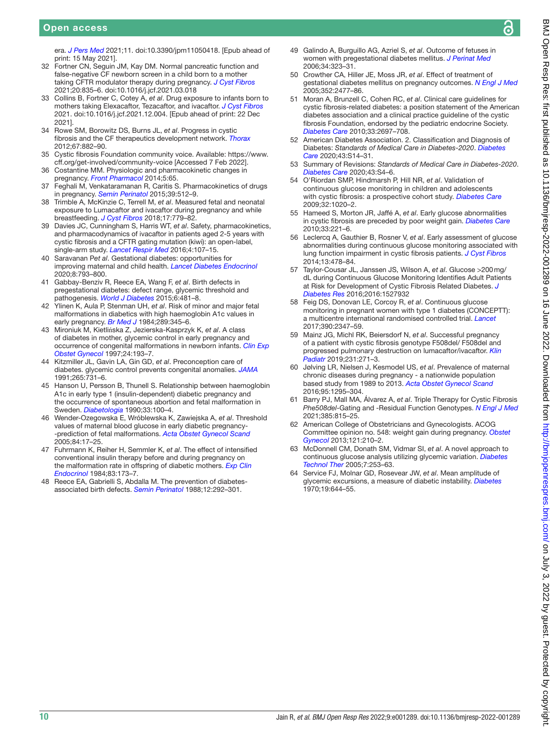era. *J Pers Med* 2021;11. doi:10.3390/jpm11050418. [Epub ahead of print: 15 May 2021].

32 Fortner CN, Seguin JM, Kay DM. Normal pancreatic function and false-negative CF newborn screen in a child born to a mother taking CFTR modulator therapy during pregnancy. *J Cyst Fibros* 2021;20:835–6. doi:10.1016/j.jcf.2021.03.018

33 Collins B, Fortner C, Cotey A, *et al*. Drug exposure to infants born to mothers taking Elexacaftor, Tezacaftor, and ivacaftor. *J Cyst Fibros* 2021. doi:10.1016/j.jcf.2021.12.004. [Epub ahead of print: 22 Dec 2021].

34 Rowe SM, Borowitz DS, Burns JL, *et al*. Progress in cystic fibrosis and the CF therapeutics development network. *Thorax* 2012;67:882–90.

35 Cystic fibrosis Foundation community voice. Available: https://www.cff.org/get-involved/community-voice [Accessed 7 Feb 2022].

36 Costantine MM. Physiologic and pharmacokinetic changes in pregnancy. *Front Pharmacol* 2014;5:65.

37 Feghali M, Venkataramanan R, Caritis S. Pharmacokinetics of drugs in pregnancy. *Semin Perinatol* 2015;39:512–9.

38 Trimble A, McKinzie C, Terrell M, *et al*. Measured fetal and neonatal exposure to Lumacaftor and ivacaftor during pregnancy and while breastfeeding. *J Cyst Fibros* 2018;17:779–82.

39 Davies JC, Cunningham S, Harris WT, *et al*. Safety, pharmacokinetics, and pharmacodynamics of ivacaftor in patients aged 2-5 years with cystic fibrosis and a CFTR gating mutation (kiwi): an open-label, single-arm study. *Lancet Respir Med* 2016;4:107–15.

40 Saravanan P*et al*. Gestational diabetes: opportunities for improving maternal and child health. *Lancet Diabetes Endocrinol* 2020;8:793–800.

41 Gabbay-Benziv R, Reece EA, Wang F, *et al*. Birth defects in pregestational diabetes: defect range, glycemic threshold and pathogenesis. *World J Diabetes* 2015;6:481–8.

42 Ylinen K, Aula P, Stenman UH, *et al*. Risk of minor and major fetal malformations in diabetics with high haemoglobin A1c values in early pregnancy. *Br Med J* 1984;289:345–6.

43 Mironiuk M, Kietlińska Z, Jezierska-Kasprzyk K, *et al*. A class of diabetes in mother, glycemic control in early pregnancy and occurrence of congenital malformations in newborn infants. *Clin Exp Obstet Gynecol* 1997;24:193–7.

44 Kitzmiller JL, Gavin LA, Gin GD, *et al*. Preconception care of diabetes. glycemic control prevents congenital anomalies. *JAMA* 1991;265:731–6.

45 Hanson U, Persson B, Thunell S. Relationship between haemoglobin A1c in early type 1 (insulin-dependent) diabetic pregnancy and the occurrence of spontaneous abortion and fetal malformation in Sweden. *Diabetologia* 1990;33:100–4.

46 Wender-Ozegowska E, Wróblewska K, Zawiejska A, *et al*. Threshold values of maternal blood glucose in early diabetic pregnancy--prediction of fetal malformations. *Acta Obstet Gynecol Scand* 2005;84:17–25.

47 Fuhrmann K, Reiher H, Semmler K, *et al*. The effect of intensified conventional insulin therapy before and during pregnancy on the malformation rate in offspring of diabetic mothers. *Exp Clin Endocrinol* 1984;83:173–7.

48 Reece EA, Gabrielli S, Abdalla M. The prevention of diabetes-associated birth defects. *Semin Perinatol* 1988;12:292–301.

49 Galindo A, Burguillo AG, Azriel S, *et al*. Outcome of fetuses in women with pregestational diabetes mellitus. *J Perinat Med* 2006;34:323–31.

50 Crowther CA, Hiller JE, Moss JR, *et al*. Effect of treatment of gestational diabetes mellitus on pregnancy outcomes. *N Engl J Med* 2005;352:2477–86.

51 Moran A, Brunzell C, Cohen RC, *et al*. Clinical care guidelines for cystic fibrosis-related diabetes: a position statement of the American diabetes association and a clinical practice guideline of the cystic fibrosis Foundation, endorsed by the pediatric endocrine Society. *Diabetes Care* 2010;33:2697–708.

52 American Diabetes Association. 2. Classification and Diagnosis of Diabetes: *Standards of Medical Care in Diabetes-2020*. *Diabetes Care* 2020;43:S14–31.

53 Summary of Revisions: *Standards of Medical Care in Diabetes-2020*. *Diabetes Care* 2020;43:S4–6.

54 O'Riordan SMP, Hindmarsh P, Hill NR, *et al*. Validation of continuous glucose monitoring in children and adolescents with cystic fibrosis: a prospective cohort study. *Diabetes Care* 2009;32:1020–2.

55 Hameed S, Morton JR, Jaffé A, *et al*. Early glucose abnormalities in cystic fibrosis are preceded by poor weight gain. *Diabetes Care* 2010;33:221–6.

56 Leclercq A, Gauthier B, Rosner V, *et al*. Early assessment of glucose abnormalities during continuous glucose monitoring associated with lung function impairment in cystic fibrosis patients. *J Cyst Fibros* 2014;13:478–84.

57 Taylor-Cousar JL, Janssen JS, Wilson A, *et al*. Glucose >200 mg/dL during Continuous Glucose Monitoring Identifies Adult Patients at Risk for Development of Cystic Fibrosis Related Diabetes. *J Diabetes Res* 2016;2016:1527932

58 Feig DS, Donovan LE, Corcoy R, *et al*. Continuous glucose monitoring in pregnant women with type 1 diabetes (CONCEPTT): a multicentre international randomised controlled trial. *Lancet* 2017;390:2347–59.

59 Mainz JG, Michl RK, Beiersdorf N, *et al*. Successful pregnancy of a patient with cystic fibrosis genotype F508del/ F508del and progressed pulmonary destruction on lumacaftor/ivacaftor. *Klin Padiatr* 2019;231:271–3.

60 Jølving LR, Nielsen J, Kesmodel US, *et al*. Prevalence of maternal chronic diseases during pregnancy - a nationwide population based study from 1989 to 2013. *Acta Obstet Gynecol Scand* 2016;95:1295–304.

61 Barry PJ, Mall MA, Álvarez A, *et al*. Triple Therapy for Cystic Fibrosis *Phe508del*-Gating and -Residual Function Genotypes. *N Engl J Med* 2021;385:815–25.

62 American College of Obstetricians and Gynecologists. ACOG Committee opinion no. 548: weight gain during pregnancy. *Obstet Gynecol* 2013;121:210–2.

63 McDonnell CM, Donath SM, Vidmar SI, *et al*. A novel approach to continuous glucose analysis utilizing glycemic variation. *Diabetes Technol Ther* 2005;7:253–63.

64 Service FJ, Molnar GD, Rosevear JW, *et al*. Mean amplitude of glycemic excursions, a measure of diabetic instability. *Diabetes* 1970;19:644–55.